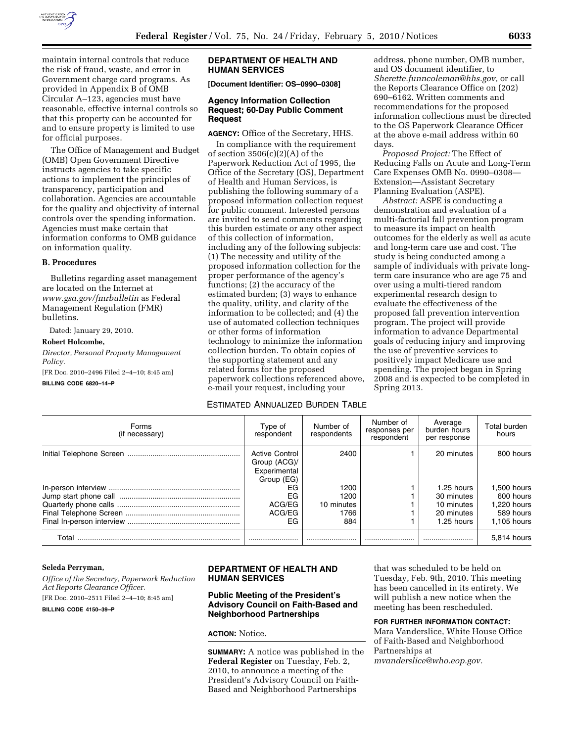maintain internal controls that reduce the risk of fraud, waste, and error in Government charge card programs. As provided in Appendix B of OMB Circular A–123, agencies must have reasonable, effective internal controls so that this property can be accounted for and to ensure property is limited to use for official purposes.

The Office of Management and Budget (OMB) Open Government Directive instructs agencies to take specific actions to implement the principles of transparency, participation and collaboration. Agencies are accountable for the quality and objectivity of internal controls over the spending information. Agencies must make certain that information conforms to OMB guidance on information quality.

### B. Procedures

Bulletins regarding asset management are located on the Internet at *www.gsa.gov/fmrbulletin* as Federal Management Regulation (FMR) bulletins.

Dated: January 29, 2010.

**Robert Holcombe,**

*Director, Personal Property Management Policy.*

[FR Doc. 2010–2496 Filed 2–4–10; 8:45 am]

**BILLING CODE 6820–14–P**

## DEPARTMENT OF HEALTH AND HUMAN SERVICES

**[Document Identifier: OS–0990–0308]**

### Agency Information Collection Request; 60-Day Public Comment Request

**AGENCY:** Office of the Secretary, HHS.

In compliance with the requirement of section 3506(c)(2)(A) of the Paperwork Reduction Act of 1995, the Office of the Secretary (OS), Department of Health and Human Services, is publishing the following summary of a proposed information collection request for public comment. Interested persons are invited to send comments regarding this burden estimate or any other aspect of this collection of information, including any of the following subjects: (1) The necessity and utility of the proposed information collection for the proper performance of the agency's functions; (2) the accuracy of the estimated burden; (3) ways to enhance the quality, utility, and clarity of the information to be collected; and (4) the use of automated collection techniques or other forms of information technology to minimize the information collection burden. To obtain copies of the supporting statement and any related forms for the proposed paperwork collections referenced above, e-mail your request, including your address, phone number, OMB number, and OS document identifier, to *Sherette.funncoleman@hhs.gov,* or call the Reports Clearance Office on (202) 690–6162. Written comments and recommendations for the proposed information collections must be directed to the OS Paperwork Clearance Officer at the above e-mail address within 60 days.

*Proposed Project:* The Effect of Reducing Falls on Acute and Long-Term Care Expenses OMB No. 0990–0308—Extension—Assistant Secretary Planning Evaluation (ASPE).

*Abstract:* ASPE is conducting a demonstration and evaluation of a multi-factorial fall prevention program to measure its impact on health outcomes for the elderly as well as acute and long-term care use and cost. The study is being conducted among a sample of individuals with private long-term care insurance who are age 75 and over using a multi-tiered random experimental research design to evaluate the effectiveness of the proposed fall prevention intervention program. The project will provide information to advance Departmental goals of reducing injury and improving the use of preventive services to positively impact Medicare use and spending. The project began in Spring 2008 and is expected to be completed in Spring 2013.

ESTIMATED ANNUALIZED BURDEN TABLE

| Forms (if necessary) | Type of respondent | Number of respondents | Number of responses per respondent | Average burden hours per response | Total burden hours |
|---|---|---|---|---|---|
| Initial Telephone Screen | Active Control Group (ACG)/ Experimental Group (EG) | 2400 | 1 | 20 minutes | 800 hours |
| In-person interview | EG | 1200 | 1 | 1.25 hours | 1,500 hours |
| Jump start phone call | EG | 1200 | 1 | 30 minutes | 600 hours |
| Quarterly phone calls | ACG/EG | 10 minutes | 1 | 10 minutes | 1,220 hours |
| Final Telephone Screen | ACG/EG | 1766 | 1 | 20 minutes | 589 hours |
| Final In-person interview | EG | 884 | 1 | 1.25 hours | 1,105 hours |
| Total | | | | | 5,814 hours |

**Seleda Perryman,**

*Office of the Secretary, Paperwork Reduction Act Reports Clearance Officer.*

[FR Doc. 2010–2511 Filed 2–4–10; 8:45 am]

**BILLING CODE 4150–39–P**

## DEPARTMENT OF HEALTH AND HUMAN SERVICES

### Public Meeting of the President's Advisory Council on Faith-Based and Neighborhood Partnerships

**ACTION:** Notice.

**SUMMARY:** A notice was published in the **Federal Register** on Tuesday, Feb. 2, 2010, to announce a meeting of the President's Advisory Council on Faith-Based and Neighborhood Partnerships that was scheduled to be held on Tuesday, Feb. 9th, 2010. This meeting has been cancelled in its entirety. We will publish a new notice when the meeting has been rescheduled.

**FOR FURTHER INFORMATION CONTACT:** Mara Vanderslice, White House Office of Faith-Based and Neighborhood Partnerships at *mvanderslice@who.eop.gov.*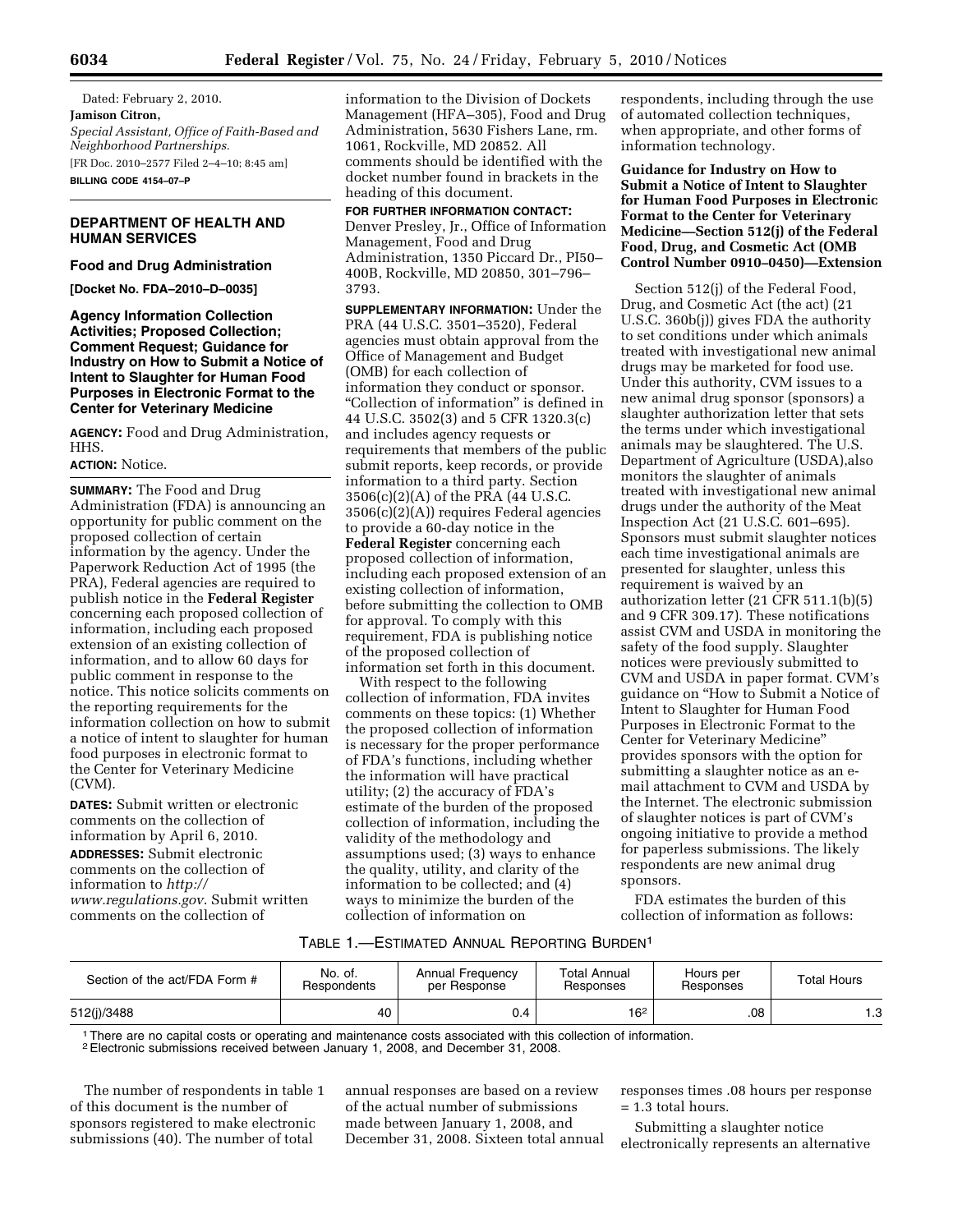Dated: February 2, 2010.

**Jamison Citron,**

*Special Assistant, Office of Faith-Based and Neighborhood Partnerships.*

[FR Doc. 2010–2577 Filed 2–4–10; 8:45 am]

**BILLING CODE 4154–07–P**

## DEPARTMENT OF HEALTH AND HUMAN SERVICES

### Food and Drug Administration

**[Docket No. FDA–2010–D–0035]**

### Agency Information Collection Activities; Proposed Collection; Comment Request; Guidance for Industry on How to Submit a Notice of Intent to Slaughter for Human Food Purposes in Electronic Format to the Center for Veterinary Medicine

**AGENCY:** Food and Drug Administration, HHS.

**ACTION:** Notice.

**SUMMARY:** The Food and Drug Administration (FDA) is announcing an opportunity for public comment on the proposed collection of certain information by the agency. Under the Paperwork Reduction Act of 1995 (the PRA), Federal agencies are required to publish notice in the **Federal Register** concerning each proposed collection of information, including each proposed extension of an existing collection of information, and to allow 60 days for public comment in response to the notice. This notice solicits comments on the reporting requirements for the information collection on how to submit a notice of intent to slaughter for human food purposes in electronic format to the Center for Veterinary Medicine (CVM).

**DATES:** Submit written or electronic comments on the collection of information by April 6, 2010.

**ADDRESSES:** Submit electronic comments on the collection of information to *http://www.regulations.gov*. Submit written comments on the collection of information to the Division of Dockets Management (HFA–305), Food and Drug Administration, 5630 Fishers Lane, rm. 1061, Rockville, MD 20852. All comments should be identified with the docket number found in brackets in the heading of this document.

**FOR FURTHER INFORMATION CONTACT:** Denver Presley, Jr., Office of Information Management, Food and Drug Administration, 1350 Piccard Dr., PI50–400B, Rockville, MD 20850, 301–796–3793.

**SUPPLEMENTARY INFORMATION:** Under the PRA (44 U.S.C. 3501–3520), Federal agencies must obtain approval from the Office of Management and Budget (OMB) for each collection of information they conduct or sponsor. "Collection of information" is defined in 44 U.S.C. 3502(3) and 5 CFR 1320.3(c) and includes agency requests or requirements that members of the public submit reports, keep records, or provide information to a third party. Section 3506(c)(2)(A) of the PRA (44 U.S.C. 3506(c)(2)(A)) requires Federal agencies to provide a 60-day notice in the **Federal Register** concerning each proposed collection of information, including each proposed extension of an existing collection of information, before submitting the collection to OMB for approval. To comply with this requirement, FDA is publishing notice of the proposed collection of information set forth in this document.

With respect to the following collection of information, FDA invites comments on these topics: (1) Whether the proposed collection of information is necessary for the proper performance of FDA's functions, including whether the information will have practical utility; (2) the accuracy of FDA's estimate of the burden of the proposed collection of information, including the validity of the methodology and assumptions used; (3) ways to enhance the quality, utility, and clarity of the information to be collected; and (4) ways to minimize the burden of the collection of information on respondents, including through the use of automated collection techniques, when appropriate, and other forms of information technology.

**Guidance for Industry on How to Submit a Notice of Intent to Slaughter for Human Food Purposes in Electronic Format to the Center for Veterinary Medicine—Section 512(j) of the Federal Food, Drug, and Cosmetic Act (OMB Control Number 0910–0450)—Extension**

Section 512(j) of the Federal Food, Drug, and Cosmetic Act (the act) (21 U.S.C. 360b(j)) gives FDA the authority to set conditions under which animals treated with investigational new animal drugs may be marketed for food use. Under this authority, CVM issues to a new animal drug sponsor (sponsors) a slaughter authorization letter that sets the terms under which investigational animals may be slaughtered. The U.S. Department of Agriculture (USDA),also monitors the slaughter of animals treated with investigational new animal drugs under the authority of the Meat Inspection Act (21 U.S.C. 601–695). Sponsors must submit slaughter notices each time investigational animals are presented for slaughter, unless this requirement is waived by an authorization letter (21 CFR 511.1(b)(5) and 9 CFR 309.17). These notifications assist CVM and USDA in monitoring the safety of the food supply. Slaughter notices were previously submitted to CVM and USDA in paper format. CVM's guidance on "How to Submit a Notice of Intent to Slaughter for Human Food Purposes in Electronic Format to the Center for Veterinary Medicine" provides sponsors with the option for submitting a slaughter notice as an e-mail attachment to CVM and USDA by the Internet. The electronic submission of slaughter notices is part of CVM's ongoing initiative to provide a method for paperless submissions. The likely respondents are new animal drug sponsors.

FDA estimates the burden of this collection of information as follows:

TABLE 1.—ESTIMATED ANNUAL REPORTING BURDEN[1]

| Section of the act/FDA Form # | No. of. Respondents | Annual Frequency per Response | Total Annual Responses | Hours per Responses | Total Hours |
|---|---|---|---|---|---|
| 512(j)/3488 | 40 | 0.4 | 16[2] | .08 | 1.3 |

[1] There are no capital costs or operating and maintenance costs associated with this collection of information.
[2] Electronic submissions received between January 1, 2008, and December 31, 2008.

The number of respondents in table 1 of this document is the number of sponsors registered to make electronic submissions (40). The number of total annual responses are based on a review of the actual number of submissions made between January 1, 2008, and December 31, 2008. Sixteen total annual responses times .08 hours per response = 1.3 total hours.

Submitting a slaughter notice electronically represents an alternative